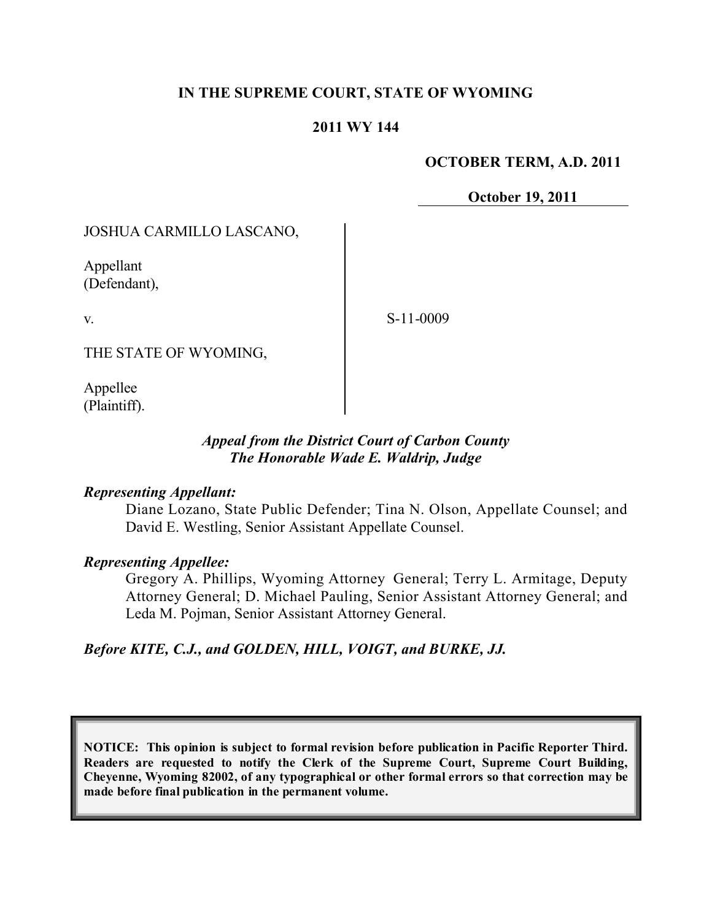**IN THE SUPREME COURT, STATE OF WYOMING**

**2011 WY 144**

**OCTOBER TERM, A.D. 2011**

**October 19, 2011**

JOSHUA CARMILLO LASCANO,

Appellant
(Defendant),

v.

S-11-0009

THE STATE OF WYOMING,

Appellee
(Plaintiff).

***Appeal from the District Court of Carbon County***
***The Honorable Wade E. Waldrip, Judge***

***Representing Appellant:***

Diane Lozano, State Public Defender; Tina N. Olson, Appellate Counsel; and David E. Westling, Senior Assistant Appellate Counsel.

***Representing Appellee:***

Gregory A. Phillips, Wyoming Attorney General; Terry L. Armitage, Deputy Attorney General; D. Michael Pauling, Senior Assistant Attorney General; and Leda M. Pojman, Senior Assistant Attorney General.

***Before KITE, C.J., and GOLDEN, HILL, VOIGT, and BURKE, JJ.***

**NOTICE: This opinion is subject to formal revision before publication in Pacific Reporter Third. Readers are requested to notify the Clerk of the Supreme Court, Supreme Court Building, Cheyenne, Wyoming 82002, of any typographical or other formal errors so that correction may be made before final publication in the permanent volume.**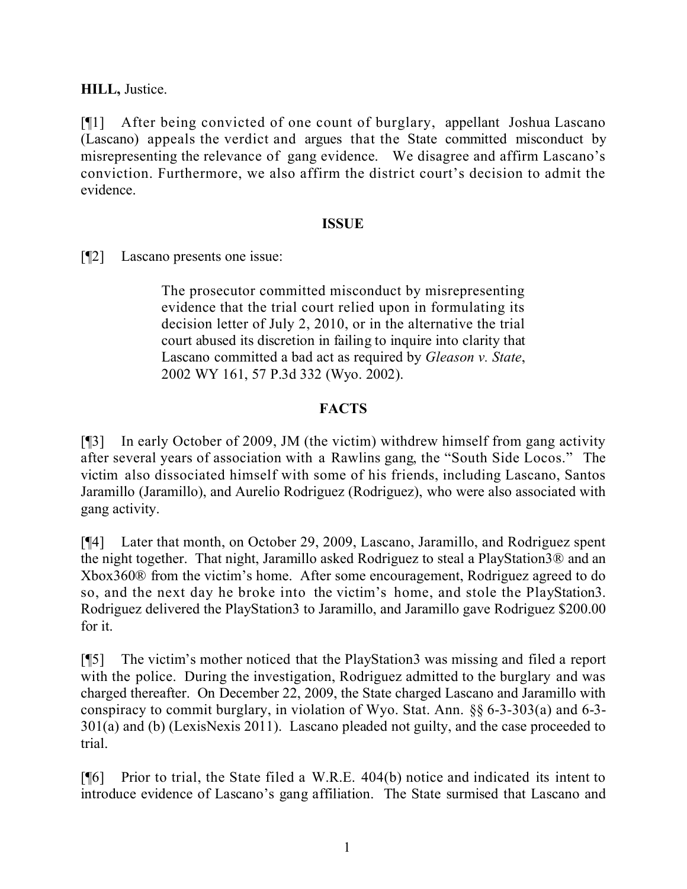**HILL,** Justice.

[¶1] After being convicted of one count of burglary, appellant Joshua Lascano (Lascano) appeals the verdict and argues that the State committed misconduct by misrepresenting the relevance of gang evidence. We disagree and affirm Lascano's conviction. Furthermore, we also affirm the district court's decision to admit the evidence.

## ISSUE

[¶2] Lascano presents one issue:

> The prosecutor committed misconduct by misrepresenting evidence that the trial court relied upon in formulating its decision letter of July 2, 2010, or in the alternative the trial court abused its discretion in failing to inquire into clarity that Lascano committed a bad act as required by *Gleason v. State*, 2002 WY 161, 57 P.3d 332 (Wyo. 2002).

## FACTS

[¶3] In early October of 2009, JM (the victim) withdrew himself from gang activity after several years of association with a Rawlins gang, the "South Side Locos." The victim also dissociated himself with some of his friends, including Lascano, Santos Jaramillo (Jaramillo), and Aurelio Rodriguez (Rodriguez), who were also associated with gang activity.

[¶4] Later that month, on October 29, 2009, Lascano, Jaramillo, and Rodriguez spent the night together. That night, Jaramillo asked Rodriguez to steal a PlayStation3® and an Xbox360® from the victim's home. After some encouragement, Rodriguez agreed to do so, and the next day he broke into the victim's home, and stole the PlayStation3. Rodriguez delivered the PlayStation3 to Jaramillo, and Jaramillo gave Rodriguez $200.00 for it.

[¶5] The victim's mother noticed that the PlayStation3 was missing and filed a report with the police. During the investigation, Rodriguez admitted to the burglary and was charged thereafter. On December 22, 2009, the State charged Lascano and Jaramillo with conspiracy to commit burglary, in violation of Wyo. Stat. Ann. §§ 6-3-303(a) and 6-3-301(a) and (b) (LexisNexis 2011). Lascano pleaded not guilty, and the case proceeded to trial.

[¶6] Prior to trial, the State filed a W.R.E. 404(b) notice and indicated its intent to introduce evidence of Lascano's gang affiliation. The State surmised that Lascano and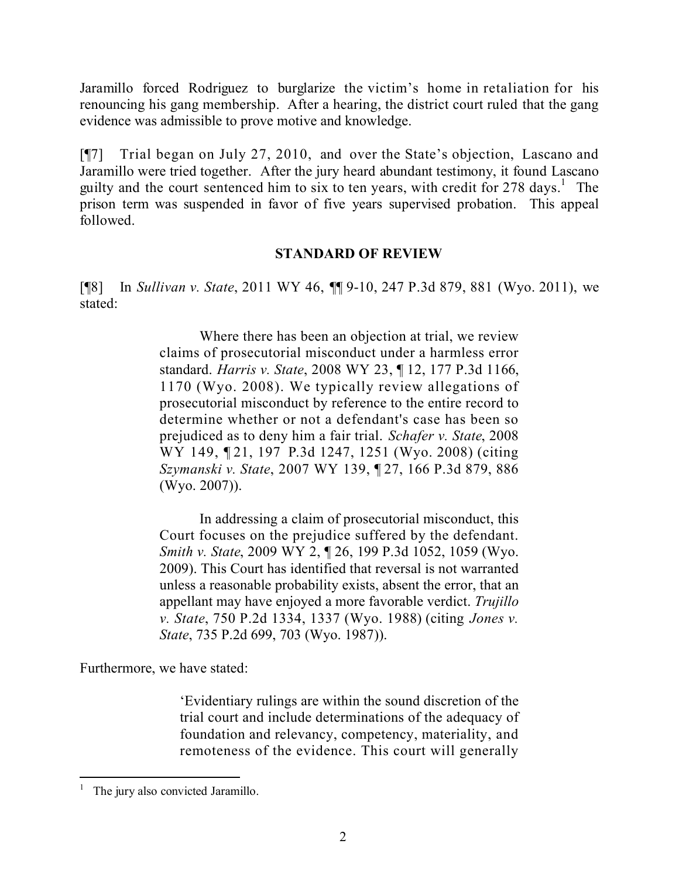Jaramillo forced Rodriguez to burglarize the victim's home in retaliation for his renouncing his gang membership. After a hearing, the district court ruled that the gang evidence was admissible to prove motive and knowledge.

[¶7] Trial began on July 27, 2010, and over the State's objection, Lascano and Jaramillo were tried together. After the jury heard abundant testimony, it found Lascano guilty and the court sentenced him to six to ten years, with credit for 278 days.[1] The prison term was suspended in favor of five years supervised probation. This appeal followed.

## STANDARD OF REVIEW

[¶8] In *Sullivan v. State*, 2011 WY 46, ¶¶ 9-10, 247 P.3d 879, 881 (Wyo. 2011), we stated:

> Where there has been an objection at trial, we review claims of prosecutorial misconduct under a harmless error standard. *Harris v. State*, 2008 WY 23, ¶ 12, 177 P.3d 1166, 1170 (Wyo. 2008). We typically review allegations of prosecutorial misconduct by reference to the entire record to determine whether or not a defendant's case has been so prejudiced as to deny him a fair trial. *Schafer v. State*, 2008 WY 149, ¶ 21, 197 P.3d 1247, 1251 (Wyo. 2008) (citing *Szymanski v. State*, 2007 WY 139, ¶ 27, 166 P.3d 879, 886 (Wyo. 2007)).
>
> In addressing a claim of prosecutorial misconduct, this Court focuses on the prejudice suffered by the defendant. *Smith v. State*, 2009 WY 2, ¶ 26, 199 P.3d 1052, 1059 (Wyo. 2009). This Court has identified that reversal is not warranted unless a reasonable probability exists, absent the error, that an appellant may have enjoyed a more favorable verdict. *Trujillo v. State*, 750 P.2d 1334, 1337 (Wyo. 1988) (citing *Jones v. State*, 735 P.2d 699, 703 (Wyo. 1987)).

Furthermore, we have stated:

> 'Evidentiary rulings are within the sound discretion of the trial court and include determinations of the adequacy of foundation and relevancy, competency, materiality, and remoteness of the evidence. This court will generally

[1] The jury also convicted Jaramillo.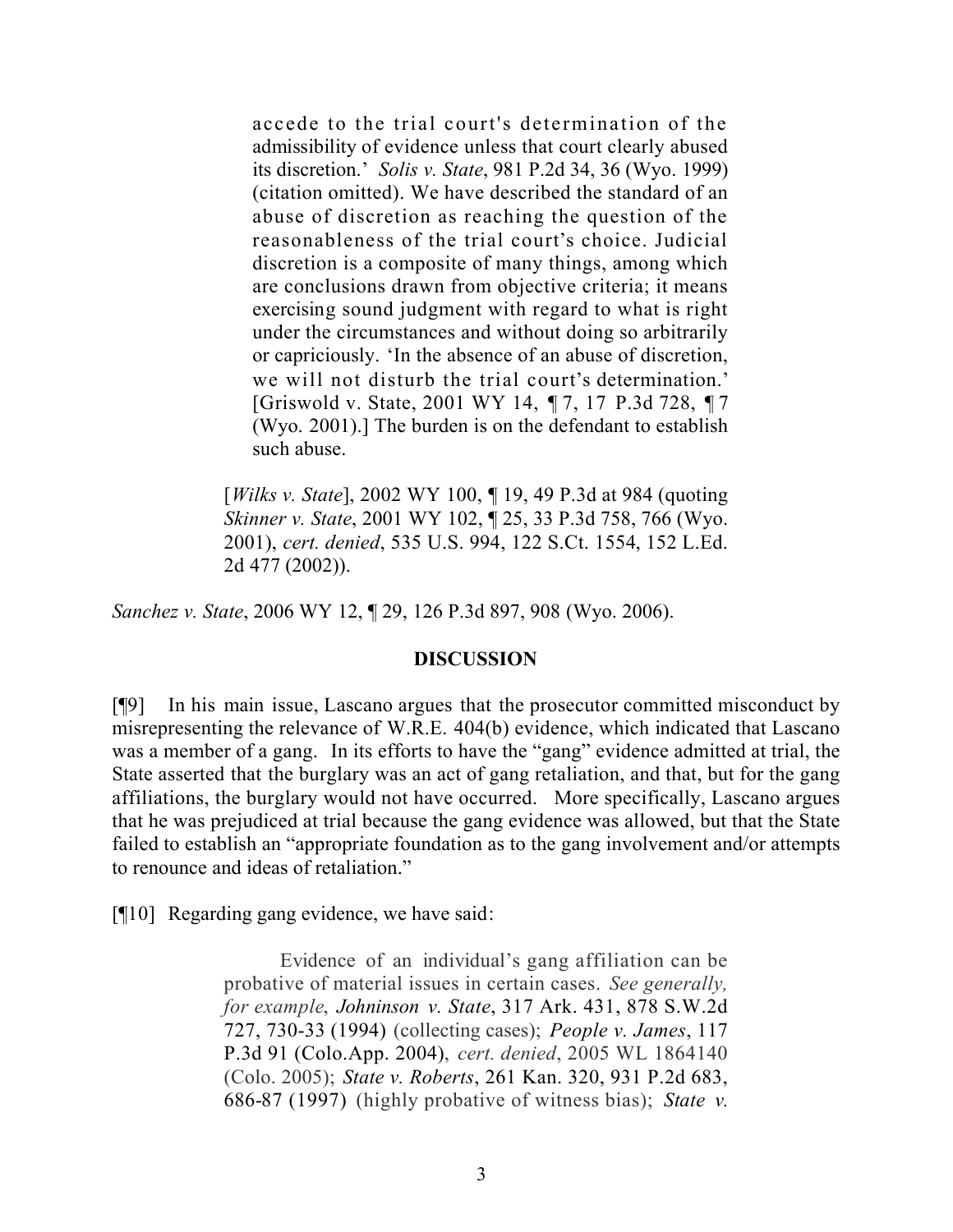> accede to the trial court's determination of the admissibility of evidence unless that court clearly abused its discretion.' *Solis v. State*, 981 P.2d 34, 36 (Wyo. 1999) (citation omitted). We have described the standard of an abuse of discretion as reaching the question of the reasonableness of the trial court's choice. Judicial discretion is a composite of many things, among which are conclusions drawn from objective criteria; it means exercising sound judgment with regard to what is right under the circumstances and without doing so arbitrarily or capriciously. 'In the absence of an abuse of discretion, we will not disturb the trial court's determination.' [Griswold v. State, 2001 WY 14, ¶ 7, 17 P.3d 728, ¶ 7 (Wyo. 2001).] The burden is on the defendant to establish such abuse.
>
> [*Wilks v. State*], 2002 WY 100, ¶ 19, 49 P.3d at 984 (quoting *Skinner v. State*, 2001 WY 102, ¶ 25, 33 P.3d 758, 766 (Wyo. 2001), *cert. denied*, 535 U.S. 994, 122 S.Ct. 1554, 152 L.Ed. 2d 477 (2002)).

*Sanchez v. State*, 2006 WY 12, ¶ 29, 126 P.3d 897, 908 (Wyo. 2006).

## DISCUSSION

[¶9] In his main issue, Lascano argues that the prosecutor committed misconduct by misrepresenting the relevance of W.R.E. 404(b) evidence, which indicated that Lascano was a member of a gang. In its efforts to have the "gang" evidence admitted at trial, the State asserted that the burglary was an act of gang retaliation, and that, but for the gang affiliations, the burglary would not have occurred. More specifically, Lascano argues that he was prejudiced at trial because the gang evidence was allowed, but that the State failed to establish an "appropriate foundation as to the gang involvement and/or attempts to renounce and ideas of retaliation."

[¶10] Regarding gang evidence, we have said:

> Evidence of an individual's gang affiliation can be probative of material issues in certain cases. *See generally, for example*, *Johninson v. State*, 317 Ark. 431, 878 S.W.2d 727, 730-33 (1994) (collecting cases); *People v. James*, 117 P.3d 91 (Colo.App. 2004), *cert. denied*, 2005 WL 1864140 (Colo. 2005); *State v. Roberts*, 261 Kan. 320, 931 P.2d 683, 686-87 (1997) (highly probative of witness bias); *State v.*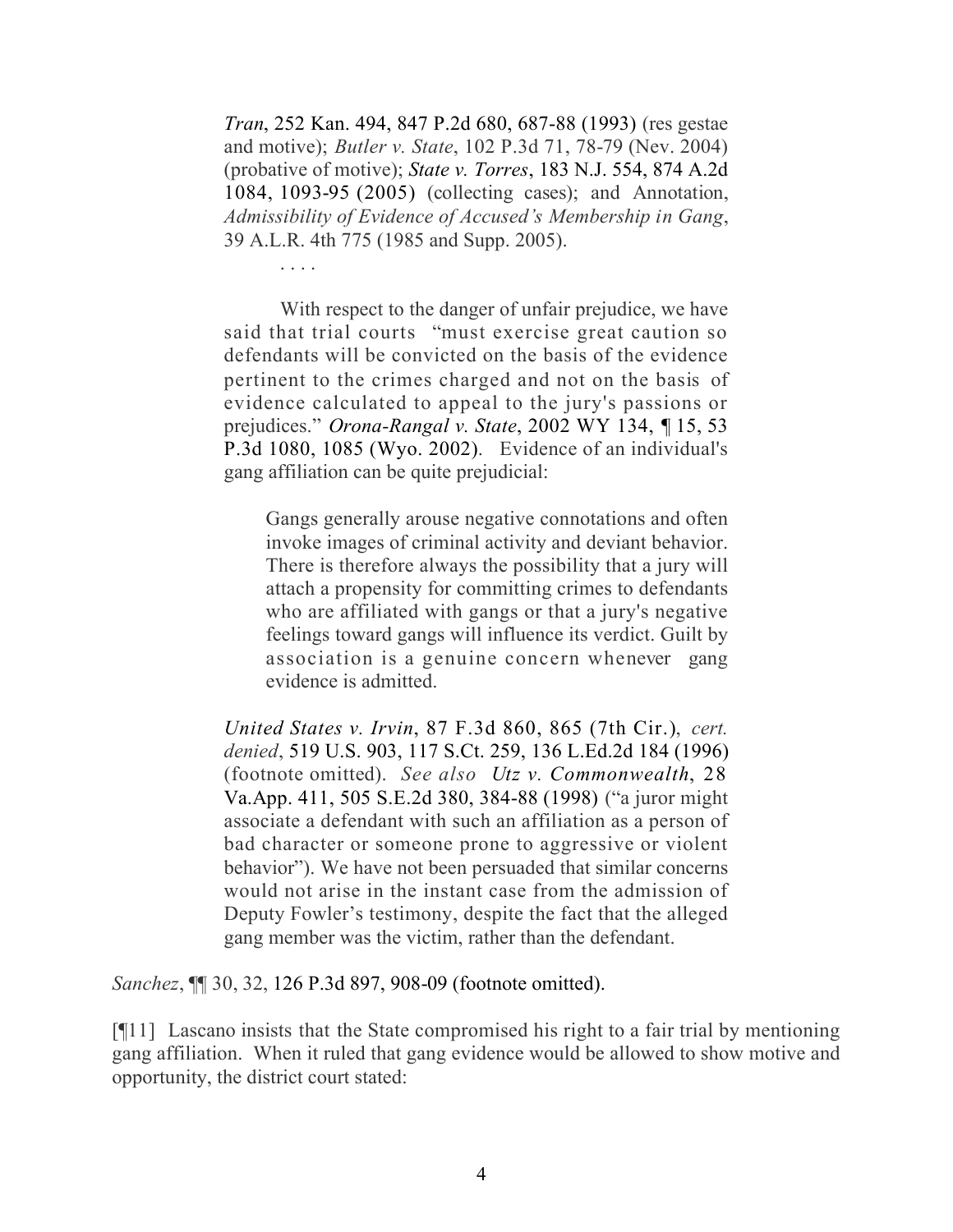> *Tran*, 252 Kan. 494, 847 P.2d 680, 687-88 (1993) (res gestae and motive); *Butler v. State*, 102 P.3d 71, 78-79 (Nev. 2004) (probative of motive); *State v. Torres*, 183 N.J. 554, 874 A.2d 1084, 1093-95 (2005) (collecting cases); and Annotation, *Admissibility of Evidence of Accused's Membership in Gang*, 39 A.L.R. 4th 775 (1985 and Supp. 2005).
>
> . . . .
>
> With respect to the danger of unfair prejudice, we have said that trial courts "must exercise great caution so defendants will be convicted on the basis of the evidence pertinent to the crimes charged and not on the basis of evidence calculated to appeal to the jury's passions or prejudices." *Orona-Rangal v. State*, 2002 WY 134, ¶ 15, 53 P.3d 1080, 1085 (Wyo. 2002). Evidence of an individual's gang affiliation can be quite prejudicial:
>
> > Gangs generally arouse negative connotations and often invoke images of criminal activity and deviant behavior. There is therefore always the possibility that a jury will attach a propensity for committing crimes to defendants who are affiliated with gangs or that a jury's negative feelings toward gangs will influence its verdict. Guilt by association is a genuine concern whenever gang evidence is admitted.
>
> *United States v. Irvin*, 87 F.3d 860, 865 (7th Cir.), *cert. denied*, 519 U.S. 903, 117 S.Ct. 259, 136 L.Ed.2d 184 (1996) (footnote omitted). *See also Utz v. Commonwealth*, 28 Va.App. 411, 505 S.E.2d 380, 384-88 (1998) ("a juror might associate a defendant with such an affiliation as a person of bad character or someone prone to aggressive or violent behavior"). We have not been persuaded that similar concerns would not arise in the instant case from the admission of Deputy Fowler's testimony, despite the fact that the alleged gang member was the victim, rather than the defendant.

*Sanchez*, ¶¶ 30, 32, 126 P.3d 897, 908-09 (footnote omitted).

[¶11] Lascano insists that the State compromised his right to a fair trial by mentioning gang affiliation. When it ruled that gang evidence would be allowed to show motive and opportunity, the district court stated: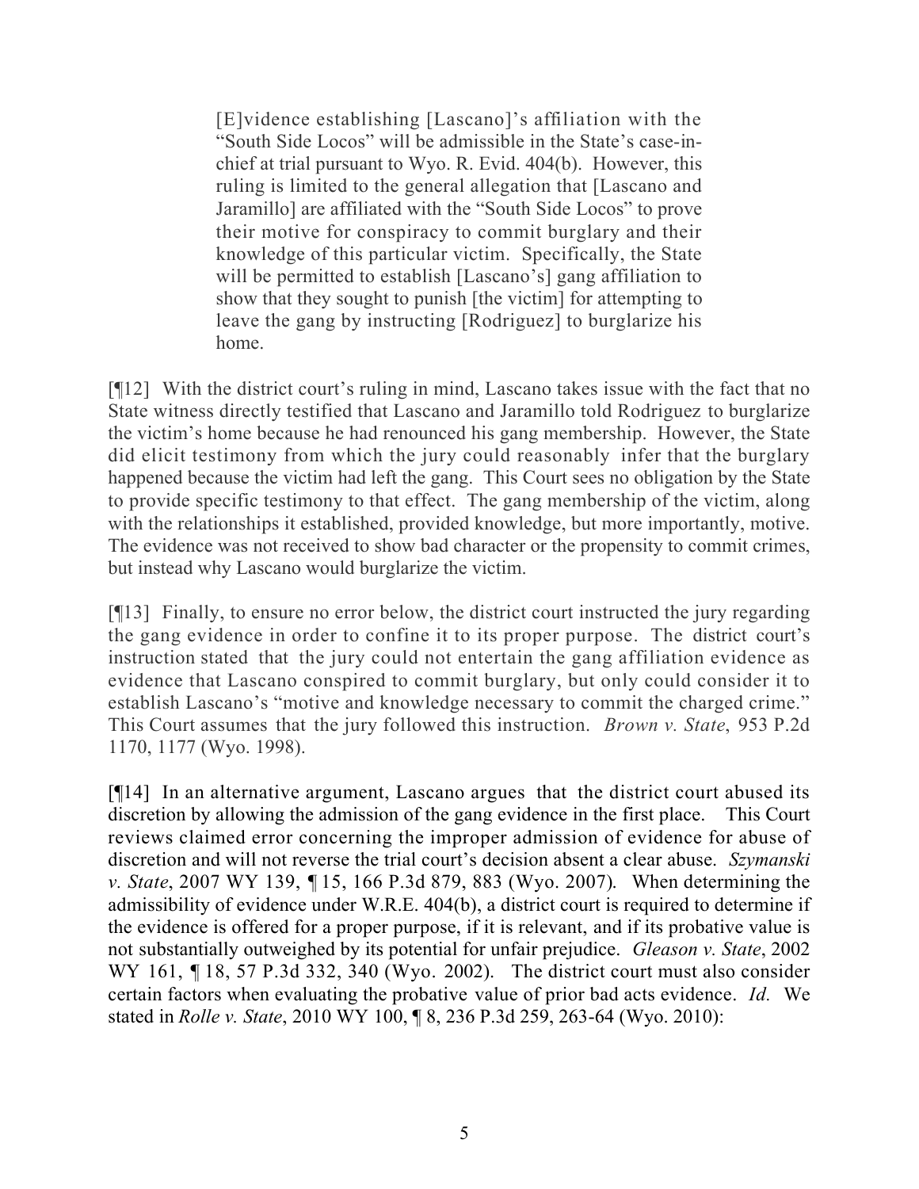> [E]vidence establishing [Lascano]'s affiliation with the "South Side Locos" will be admissible in the State's case-in-chief at trial pursuant to Wyo. R. Evid. 404(b). However, this ruling is limited to the general allegation that [Lascano and Jaramillo] are affiliated with the "South Side Locos" to prove their motive for conspiracy to commit burglary and their knowledge of this particular victim. Specifically, the State will be permitted to establish [Lascano's] gang affiliation to show that they sought to punish [the victim] for attempting to leave the gang by instructing [Rodriguez] to burglarize his home.

[¶12] With the district court's ruling in mind, Lascano takes issue with the fact that no State witness directly testified that Lascano and Jaramillo told Rodriguez to burglarize the victim's home because he had renounced his gang membership. However, the State did elicit testimony from which the jury could reasonably infer that the burglary happened because the victim had left the gang. This Court sees no obligation by the State to provide specific testimony to that effect. The gang membership of the victim, along with the relationships it established, provided knowledge, but more importantly, motive. The evidence was not received to show bad character or the propensity to commit crimes, but instead why Lascano would burglarize the victim.

[¶13] Finally, to ensure no error below, the district court instructed the jury regarding the gang evidence in order to confine it to its proper purpose. The district court's instruction stated that the jury could not entertain the gang affiliation evidence as evidence that Lascano conspired to commit burglary, but only could consider it to establish Lascano's "motive and knowledge necessary to commit the charged crime." This Court assumes that the jury followed this instruction. *Brown v. State*, 953 P.2d 1170, 1177 (Wyo. 1998).

[¶14] In an alternative argument, Lascano argues that the district court abused its discretion by allowing the admission of the gang evidence in the first place. This Court reviews claimed error concerning the improper admission of evidence for abuse of discretion and will not reverse the trial court's decision absent a clear abuse. *Szymanski v. State*, 2007 WY 139, ¶ 15, 166 P.3d 879, 883 (Wyo. 2007). When determining the admissibility of evidence under W.R.E. 404(b), a district court is required to determine if the evidence is offered for a proper purpose, if it is relevant, and if its probative value is not substantially outweighed by its potential for unfair prejudice. *Gleason v. State*, 2002 WY 161, ¶ 18, 57 P.3d 332, 340 (Wyo. 2002). The district court must also consider certain factors when evaluating the probative value of prior bad acts evidence. *Id.* We stated in *Rolle v. State*, 2010 WY 100, ¶ 8, 236 P.3d 259, 263-64 (Wyo. 2010):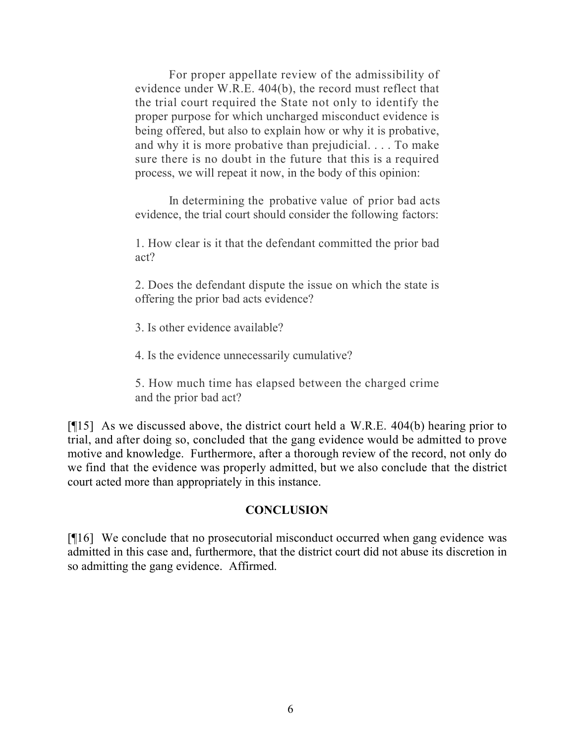> For proper appellate review of the admissibility of evidence under W.R.E. 404(b), the record must reflect that the trial court required the State not only to identify the proper purpose for which uncharged misconduct evidence is being offered, but also to explain how or why it is probative, and why it is more probative than prejudicial. . . . To make sure there is no doubt in the future that this is a required process, we will repeat it now, in the body of this opinion:
>
> In determining the probative value of prior bad acts evidence, the trial court should consider the following factors:
>
> 1. How clear is it that the defendant committed the prior bad act?
>
> 2. Does the defendant dispute the issue on which the state is offering the prior bad acts evidence?
>
> 3. Is other evidence available?
>
> 4. Is the evidence unnecessarily cumulative?
>
> 5. How much time has elapsed between the charged crime and the prior bad act?

[¶15] As we discussed above, the district court held a W.R.E. 404(b) hearing prior to trial, and after doing so, concluded that the gang evidence would be admitted to prove motive and knowledge. Furthermore, after a thorough review of the record, not only do we find that the evidence was properly admitted, but we also conclude that the district court acted more than appropriately in this instance.

## CONCLUSION

[¶16] We conclude that no prosecutorial misconduct occurred when gang evidence was admitted in this case and, furthermore, that the district court did not abuse its discretion in so admitting the gang evidence. Affirmed.